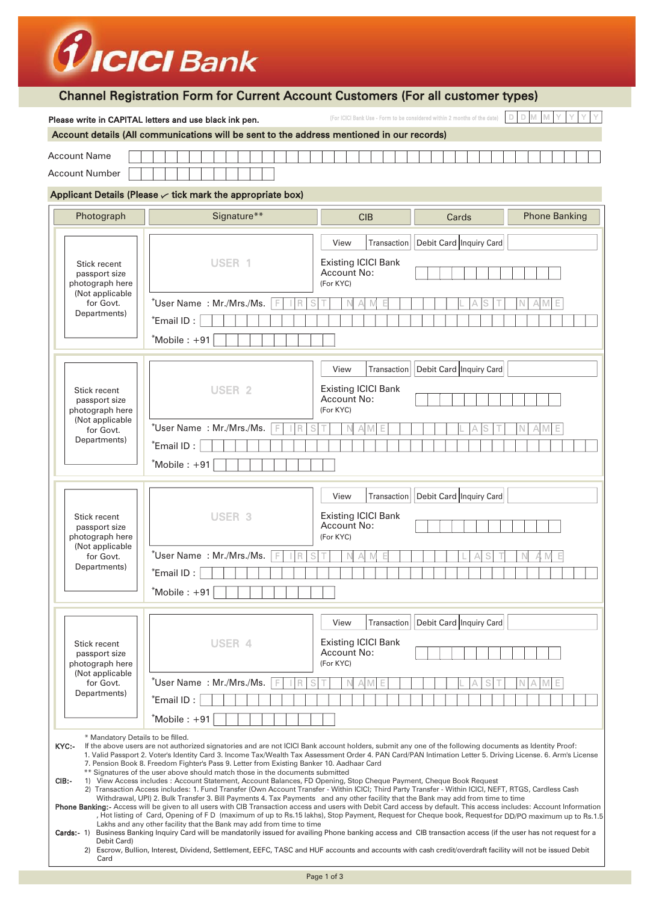# ICICI Bank

## Channel Registration Form for Current Account Customers (For all customer types)

Please write in CAPITAL letters and use black ink pen.

(For ICICI Bank Use - Form to be considered within 2 months of the date) D D M M Y Y Y Y

### Account details (All communications will be sent to the address mentioned in our records)

Account Name

Account Number

### Applicant Details (Please ✓ tick mark the appropriate box)

| Photograph | Signature** | CIB | Cards | Phone Banking |
|---|---|---|---|---|
| Stick recent passport size photograph here (Not applicable for Govt. Departments) | USER 1 | View / Transaction | Debit Card / Inquiry Card | |

Existing ICICI Bank Account No: (For KYC)

*User Name : Mr./Mrs./Ms. FIRST NAME LAST NAME

*Email ID :

*Mobile : +91

| Photograph | Signature** | CIB | Cards | Phone Banking |
|---|---|---|---|---|
| Stick recent passport size photograph here (Not applicable for Govt. Departments) | USER 2 | View / Transaction | Debit Card / Inquiry Card | |

Existing ICICI Bank Account No: (For KYC)

*User Name : Mr./Mrs./Ms. FIRST NAME LAST NAME

*Email ID :

*Mobile : +91

| Photograph | Signature** | CIB | Cards | Phone Banking |
|---|---|---|---|---|
| Stick recent passport size photograph here (Not applicable for Govt. Departments) | USER 3 | View / Transaction | Debit Card / Inquiry Card | |

Existing ICICI Bank Account No: (For KYC)

*User Name : Mr./Mrs./Ms. FIRST NAME LAST NAME

*Email ID :

*Mobile : +91

| Photograph | Signature** | CIB | Cards | Phone Banking |
|---|---|---|---|---|
| Stick recent passport size photograph here (Not applicable for Govt. Departments) | USER 4 | View / Transaction | Debit Card / Inquiry Card | |

Existing ICICI Bank Account No: (For KYC)

*User Name : Mr./Mrs./Ms. FIRST NAME LAST NAME

*Email ID :

*Mobile : +91

\* Mandatory Details to be filled.

**KYC:-** If the above users are not authorized signatories and are not ICICI Bank account holders, submit any one of the following documents as Identity Proof: 1. Valid Passport 2. Voter's Identity Card 3. Income Tax/Wealth Tax Assessment Order 4. PAN Card/PAN Intimation Letter 5. Driving License. 6. Arm's License 7. Pension Book 8. Freedom Fighter's Pass 9. Letter from Existing Banker 10. Aadhaar Card

\*\* Signatures of the user above should match those in the documents submitted

**CIB:-**
1) View Access includes : Account Statement, Account Balances, FD Opening, Stop Cheque Payment, Cheque Book Request
2) Transaction Access includes: 1. Fund Transfer (Own Account Transfer - Within ICICI; Third Party Transfer - Within ICICI, NEFT, RTGS, Cardless Cash Withdrawal, UPI) 2. Bulk Transfer 3. Bill Payments 4. Tax Payments and any other facility that the Bank may add from time to time

**Phone Banking:-** Access will be given to all users with CIB Transaction access and users with Debit Card access by default. This access includes: Account Information , Hot listing of Card, Opening of F D (maximum of up to Rs.15 lakhs), Stop Payment, Request for Cheque book, Request for DD/PO maximum up to Rs.1.5 Lakhs and any other facility that the Bank may add from time to time

**Cards:-**
1) Business Banking Inquiry Card will be mandatorily issued for availing Phone banking access and CIB transaction access (if the user has not request for a Debit Card)
2) Escrow, Bullion, Interest, Dividend, Settlement, EEFC, TASC and HUF accounts and accounts with cash credit/overdraft facility will not be issued Debit Card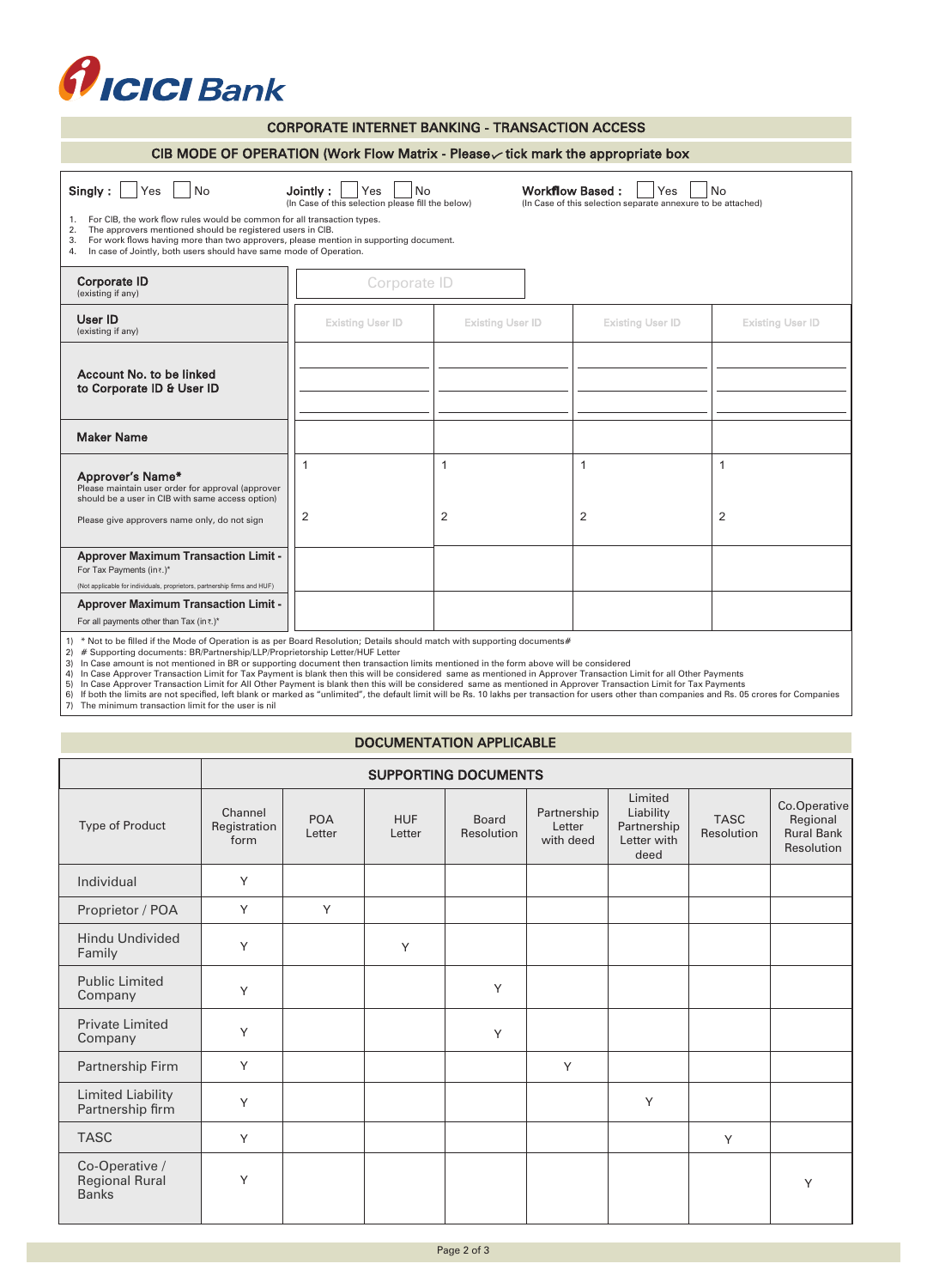ICICI Bank

## CORPORATE INTERNET BANKING - TRANSACTION ACCESS

### CIB MODE OF OPERATION (Work Flow Matrix - Please ✓ tick mark the appropriate box

**Singly :** ☐ Yes ☐ No  **Jointly :** ☐ Yes ☐ No (In Case of this selection please fill the below)  **Workflow Based :** ☐ Yes ☐ No (In Case of this selection separate annexure to be attached)

1. For CIB, the work flow rules would be common for all transaction types.
2. The approvers mentioned should be registered users in CIB.
3. For work flows having more than two approvers, please mention in supporting document.
4. In case of Jointly, both users should have same mode of Operation.

| | | | | |
|---|---|---|---|---|
| **Corporate ID** (existing if any) | Corporate ID | | | |
| **User ID** (existing if any) | Existing User ID | Existing User ID | Existing User ID | Existing User ID |
| **Account No. to be linked to Corporate ID & User ID** | | | | |
| **Maker Name** | | | | |
| **Approver's Name*** Please maintain user order for approval (approver should be a user in CIB with same access option) Please give approvers name only, do not sign | 1<br>2 | 1<br>2 | 1<br>2 | 1<br>2 |
| **Approver Maximum Transaction Limit -** For Tax Payments (in ₹.)* (Not applicable for individuals, proprietors, partnership firms and HUF) | | | | |
| **Approver Maximum Transaction Limit -** For all payments other than Tax (in ₹.)* | | | | |

1) * Not to be filled if the Mode of Operation is as per Board Resolution; Details should match with supporting documents#
2) # Supporting documents: BR/Partnership/LLP/Proprietorship Letter/HUF Letter
3) In Case amount is not mentioned in BR or supporting document then transaction limits mentioned in the form above will be considered
4) In Case Approver Transaction Limit for Tax Payment is blank then this will be considered same as mentioned in Approver Transaction Limit for all Other Payments
5) In Case Approver Transaction Limit for All Other Payment is blank then this will be considered same as mentioned in Approver Transaction Limit for Tax Payments
6) If both the limits are not specified, left blank or marked as "unlimited", the default limit will be Rs. 10 lakhs per transaction for users other than companies and Rs. 05 crores for Companies
7) The minimum transaction limit for the user is nil

## DOCUMENTATION APPLICABLE

| | SUPPORTING DOCUMENTS | | | | | | | |
|---|---|---|---|---|---|---|---|---|
| Type of Product | Channel Registration form | POA Letter | HUF Letter | Board Resolution | Partnership Letter with deed | Limited Liability Partnership Letter with deed | TASC Resolution | Co.Operative Regional Rural Bank Resolution |
| Individual | Y | | | | | | | |
| Proprietor / POA | Y | Y | | | | | | |
| Hindu Undivided Family | Y | | Y | | | | | |
| Public Limited Company | Y | | | Y | | | | |
| Private Limited Company | Y | | | Y | | | | |
| Partnership Firm | Y | | | | Y | | | |
| Limited Liability Partnership firm | Y | | | | | Y | | |
| TASC | Y | | | | | | Y | |
| Co-Operative / Regional Rural Banks | Y | | | | | | | Y |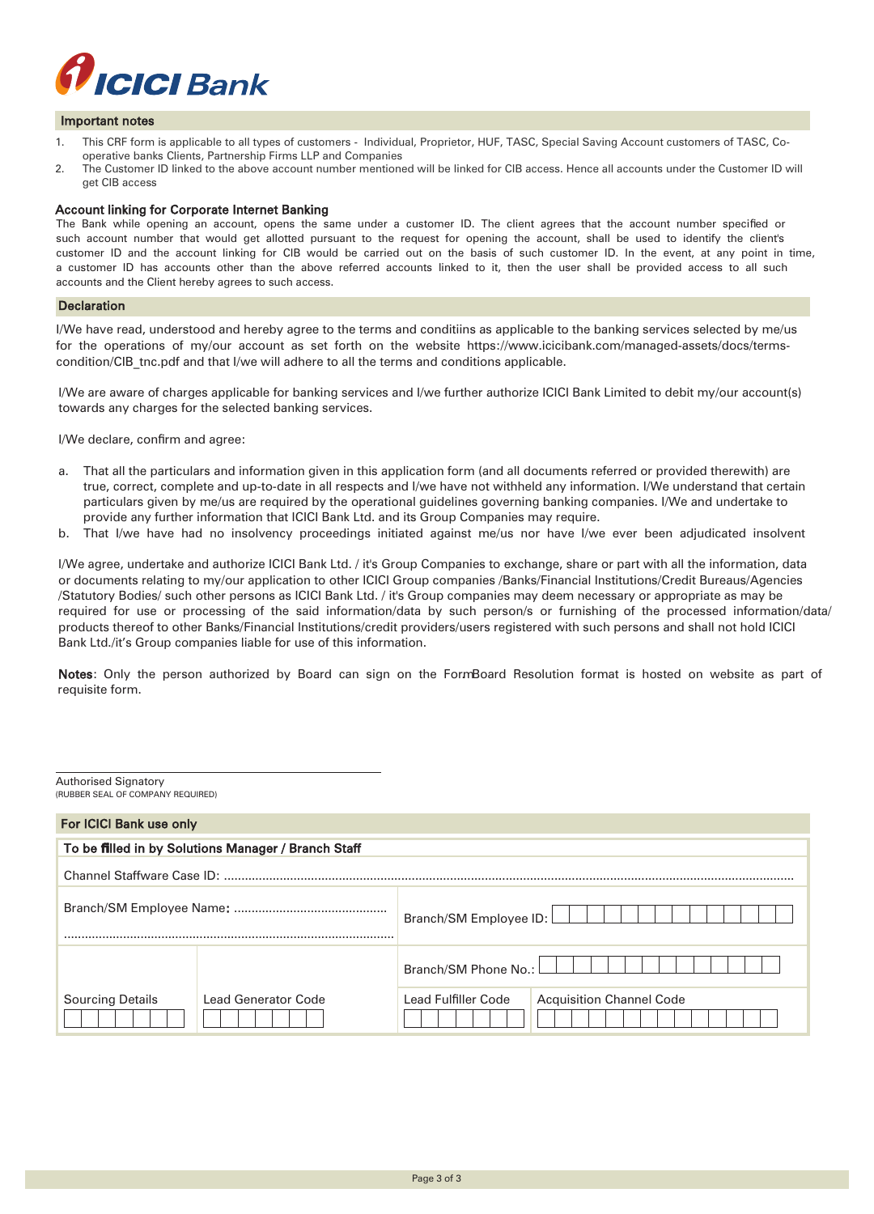ICICI Bank

## Important notes

1. This CRF form is applicable to all types of customers - Individual, Proprietor, HUF, TASC, Special Saving Account customers of TASC, Co-operative banks Clients, Partnership Firms LLP and Companies
2. The Customer ID linked to the above account number mentioned will be linked for CIB access. Hence all accounts under the Customer ID will get CIB access

### Account linking for Corporate Internet Banking

The Bank while opening an account, opens the same under a customer ID. The client agrees that the account number specified or such account number that would get allotted pursuant to the request for opening the account, shall be used to identify the client's customer ID and the account linking for CIB would be carried out on the basis of such customer ID. In the event, at any point in time, a customer ID has accounts other than the above referred accounts linked to it, then the user shall be provided access to all such accounts and the Client hereby agrees to such access.

## Declaration

I/We have read, understood and hereby agree to the terms and conditiins as applicable to the banking services selected by me/us for the operations of my/our account as set forth on the website https://www.icicibank.com/managed-assets/docs/terms-condition/CIB_tnc.pdf and that I/we will adhere to all the terms and conditions applicable.

I/We are aware of charges applicable for banking services and I/we further authorize ICICI Bank Limited to debit my/our account(s) towards any charges for the selected banking services.

I/We declare, confirm and agree:

a. That all the particulars and information given in this application form (and all documents referred or provided therewith) are true, correct, complete and up-to-date in all respects and I/we have not withheld any information. I/We understand that certain particulars given by me/us are required by the operational guidelines governing banking companies. I/We and undertake to provide any further information that ICICI Bank Ltd. and its Group Companies may require.
b. That I/we have had no insolvency proceedings initiated against me/us nor have I/we ever been adjudicated insolvent

I/We agree, undertake and authorize ICICI Bank Ltd. / it's Group Companies to exchange, share or part with all the information, data or documents relating to my/our application to other ICICI Group companies /Banks/Financial Institutions/Credit Bureaus/Agencies /Statutory Bodies/ such other persons as ICICI Bank Ltd. / it's Group companies may deem necessary or appropriate as may be required for use or processing of the said information/data by such person/s or furnishing of the processed information/data/ products thereof to other Banks/Financial Institutions/credit providers/users registered with such persons and shall not hold ICICI Bank Ltd./it's Group companies liable for use of this information.

**Notes**: Only the person authorized by Board can sign on the Form.Board Resolution format is hosted on website as part of requisite form.

Authorised Signatory
(RUBBER SEAL OF COMPANY REQUIRED)

## For ICICI Bank use only

| To be filled in by Solutions Manager / Branch Staff | | | |
|---|---|---|---|
| Channel Staffware Case ID: ................................................................ | | | |
| Branch/SM Employee Name: ........................................... | | Branch/SM Employee ID: | |
| | | Branch/SM Phone No.: | |
| Sourcing Details | Lead Generator Code | Lead Fulfiller Code | Acquisition Channel Code |